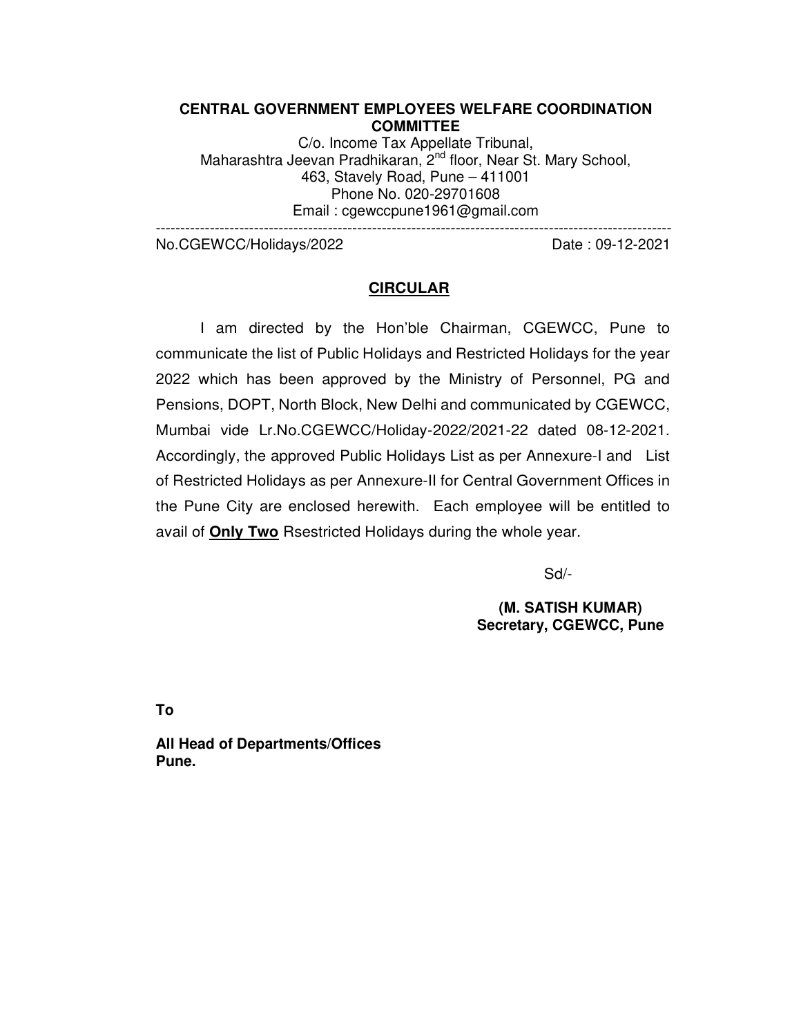**CENTRAL GOVERNMENT EMPLOYEES WELFARE COORDINATION COMMITTEE**

C/o. Income Tax Appellate Tribunal,
Maharashtra Jeevan Pradhikaran, 2nd floor, Near St. Mary School,
463, Stavely Road, Pune – 411001
Phone No. 020-29701608
Email : cgewccpune1961@gmail.com

---

No.CGEWCC/Holidays/2022 Date : 09-12-2021

**<u>CIRCULAR</u>**

I am directed by the Hon'ble Chairman, CGEWCC, Pune to communicate the list of Public Holidays and Restricted Holidays for the year 2022 which has been approved by the Ministry of Personnel, PG and Pensions, DOPT, North Block, New Delhi and communicated by CGEWCC, Mumbai vide Lr.No.CGEWCC/Holiday-2022/2021-22 dated 08-12-2021. Accordingly, the approved Public Holidays List as per Annexure-I and List of Restricted Holidays as per Annexure-II for Central Government Offices in the Pune City are enclosed herewith. Each employee will be entitled to avail of **<u>Only Two</u>** Rsestricted Holidays during the whole year.

Sd/-

**(M. SATISH KUMAR)**
**Secretary, CGEWCC, Pune**

**To**

**All Head of Departments/Offices**
**Pune.**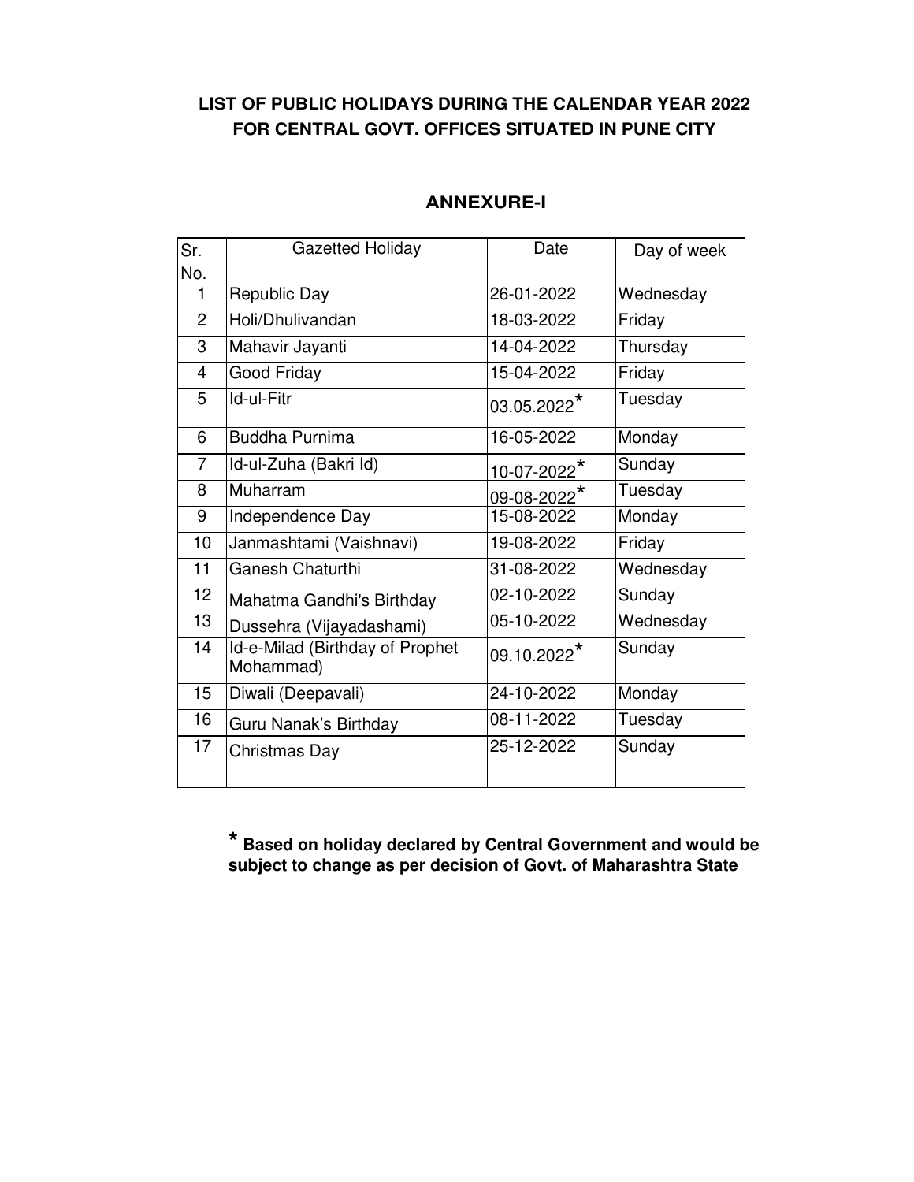## LIST OF PUBLIC HOLIDAYS DURING THE CALENDAR YEAR 2022 FOR CENTRAL GOVT. OFFICES SITUATED IN PUNE CITY

### ANNEXURE-I

| Sr. No. | Gazetted Holiday | Date | Day of week |
|---|---|---|---|
| 1 | Republic Day | 26-01-2022 | Wednesday |
| 2 | Holi/Dhulivandan | 18-03-2022 | Friday |
| 3 | Mahavir Jayanti | 14-04-2022 | Thursday |
| 4 | Good Friday | 15-04-2022 | Friday |
| 5 | Id-ul-Fitr | 03.05.2022* | Tuesday |
| 6 | Buddha Purnima | 16-05-2022 | Monday |
| 7 | Id-ul-Zuha (Bakri Id) | 10-07-2022* | Sunday |
| 8 | Muharram | 09-08-2022* | Tuesday |
| 9 | Independence Day | 15-08-2022 | Monday |
| 10 | Janmashtami (Vaishnavi) | 19-08-2022 | Friday |
| 11 | Ganesh Chaturthi | 31-08-2022 | Wednesday |
| 12 | Mahatma Gandhi's Birthday | 02-10-2022 | Sunday |
| 13 | Dussehra (Vijayadashami) | 05-10-2022 | Wednesday |
| 14 | Id-e-Milad (Birthday of Prophet Mohammad) | 09.10.2022* | Sunday |
| 15 | Diwali (Deepavali) | 24-10-2022 | Monday |
| 16 | Guru Nanak's Birthday | 08-11-2022 | Tuesday |
| 17 | Christmas Day | 25-12-2022 | Sunday |

**\* Based on holiday declared by Central Government and would be subject to change as per decision of Govt. of Maharashtra State**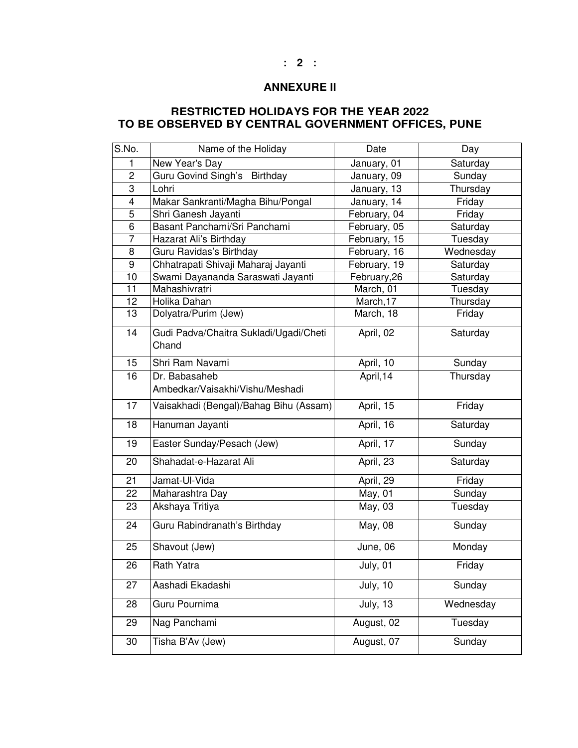## ANNEXURE II

### RESTRICTED HOLIDAYS FOR THE YEAR 2022 TO BE OBSERVED BY CENTRAL GOVERNMENT OFFICES, PUNE

| S.No. | Name of the Holiday | Date | Day |
|---|---|---|---|
| 1 | New Year's Day | January, 01 | Saturday |
| 2 | Guru Govind Singh's Birthday | January, 09 | Sunday |
| 3 | Lohri | January, 13 | Thursday |
| 4 | Makar Sankranti/Magha Bihu/Pongal | January, 14 | Friday |
| 5 | Shri Ganesh Jayanti | February, 04 | Friday |
| 6 | Basant Panchami/Sri Panchami | February, 05 | Saturday |
| 7 | Hazarat Ali's Birthday | February, 15 | Tuesday |
| 8 | Guru Ravidas's Birthday | February, 16 | Wednesday |
| 9 | Chhatrapati Shivaji Maharaj Jayanti | February, 19 | Saturday |
| 10 | Swami Dayananda Saraswati Jayanti | February,26 | Saturday |
| 11 | Mahashivratri | March, 01 | Tuesday |
| 12 | Holika Dahan | March,17 | Thursday |
| 13 | Dolyatra/Purim (Jew) | March, 18 | Friday |
| 14 | Gudi Padva/Chaitra Sukladi/Ugadi/Cheti Chand | April, 02 | Saturday |
| 15 | Shri Ram Navami | April, 10 | Sunday |
| 16 | Dr. Babasaheb Ambedkar/Vaisakhi/Vishu/Meshadi | April,14 | Thursday |
| 17 | Vaisakhadi (Bengal)/Bahag Bihu (Assam) | April, 15 | Friday |
| 18 | Hanuman Jayanti | April, 16 | Saturday |
| 19 | Easter Sunday/Pesach (Jew) | April, 17 | Sunday |
| 20 | Shahadat-e-Hazarat Ali | April, 23 | Saturday |
| 21 | Jamat-Ul-Vida | April, 29 | Friday |
| 22 | Maharashtra Day | May, 01 | Sunday |
| 23 | Akshaya Tritiya | May, 03 | Tuesday |
| 24 | Guru Rabindranath's Birthday | May, 08 | Sunday |
| 25 | Shavout (Jew) | June, 06 | Monday |
| 26 | Rath Yatra | July, 01 | Friday |
| 27 | Aashadi Ekadashi | July, 10 | Sunday |
| 28 | Guru Pournima | July, 13 | Wednesday |
| 29 | Nag Panchami | August, 02 | Tuesday |
| 30 | Tisha B'Av (Jew) | August, 07 | Sunday |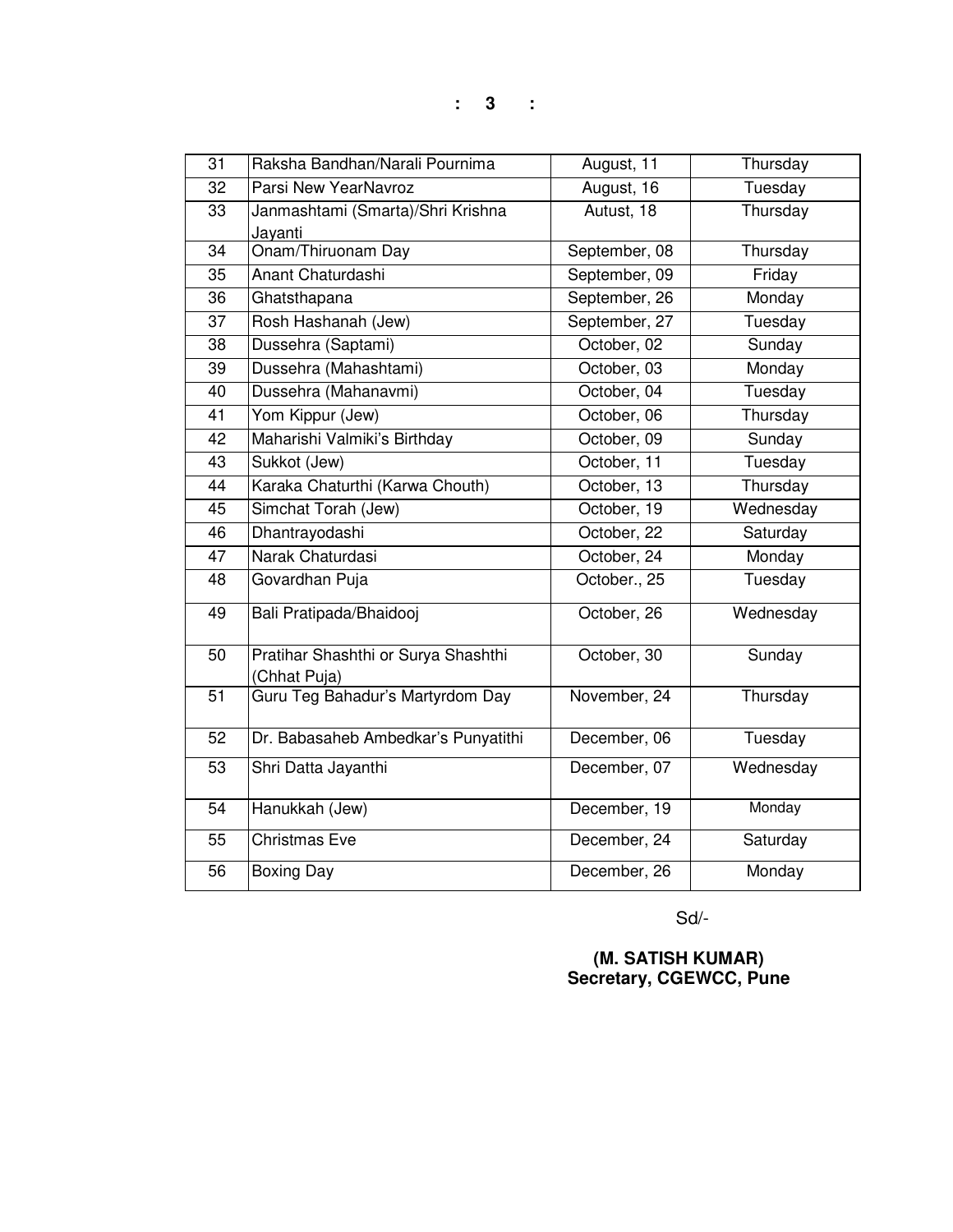| | | | |
|---|---|---|---|
| 31 | Raksha Bandhan/Narali Pournima | August, 11 | Thursday |
| 32 | Parsi New YearNavroz | August, 16 | Tuesday |
| 33 | Janmashtami (Smarta)/Shri Krishna Jayanti | Autust, 18 | Thursday |
| 34 | Onam/Thiruonam Day | September, 08 | Thursday |
| 35 | Anant Chaturdashi | September, 09 | Friday |
| 36 | Ghatsthapana | September, 26 | Monday |
| 37 | Rosh Hashanah (Jew) | September, 27 | Tuesday |
| 38 | Dussehra (Saptami) | October, 02 | Sunday |
| 39 | Dussehra (Mahashtami) | October, 03 | Monday |
| 40 | Dussehra (Mahanavmi) | October, 04 | Tuesday |
| 41 | Yom Kippur (Jew) | October, 06 | Thursday |
| 42 | Maharishi Valmiki's Birthday | October, 09 | Sunday |
| 43 | Sukkot (Jew) | October, 11 | Tuesday |
| 44 | Karaka Chaturthi (Karwa Chouth) | October, 13 | Thursday |
| 45 | Simchat Torah (Jew) | October, 19 | Wednesday |
| 46 | Dhantrayodashi | October, 22 | Saturday |
| 47 | Narak Chaturdasi | October, 24 | Monday |
| 48 | Govardhan Puja | October., 25 | Tuesday |
| 49 | Bali Pratipada/Bhaidooj | October, 26 | Wednesday |
| 50 | Pratihar Shashthi or Surya Shashthi (Chhat Puja) | October, 30 | Sunday |
| 51 | Guru Teg Bahadur's Martyrdom Day | November, 24 | Thursday |
| 52 | Dr. Babasaheb Ambedkar's Punyatithi | December, 06 | Tuesday |
| 53 | Shri Datta Jayanthi | December, 07 | Wednesday |
| 54 | Hanukkah (Jew) | December, 19 | Monday |
| 55 | Christmas Eve | December, 24 | Saturday |
| 56 | Boxing Day | December, 26 | Monday |

Sd/-

**(M. SATISH KUMAR)**
**Secretary, CGEWCC, Pune**